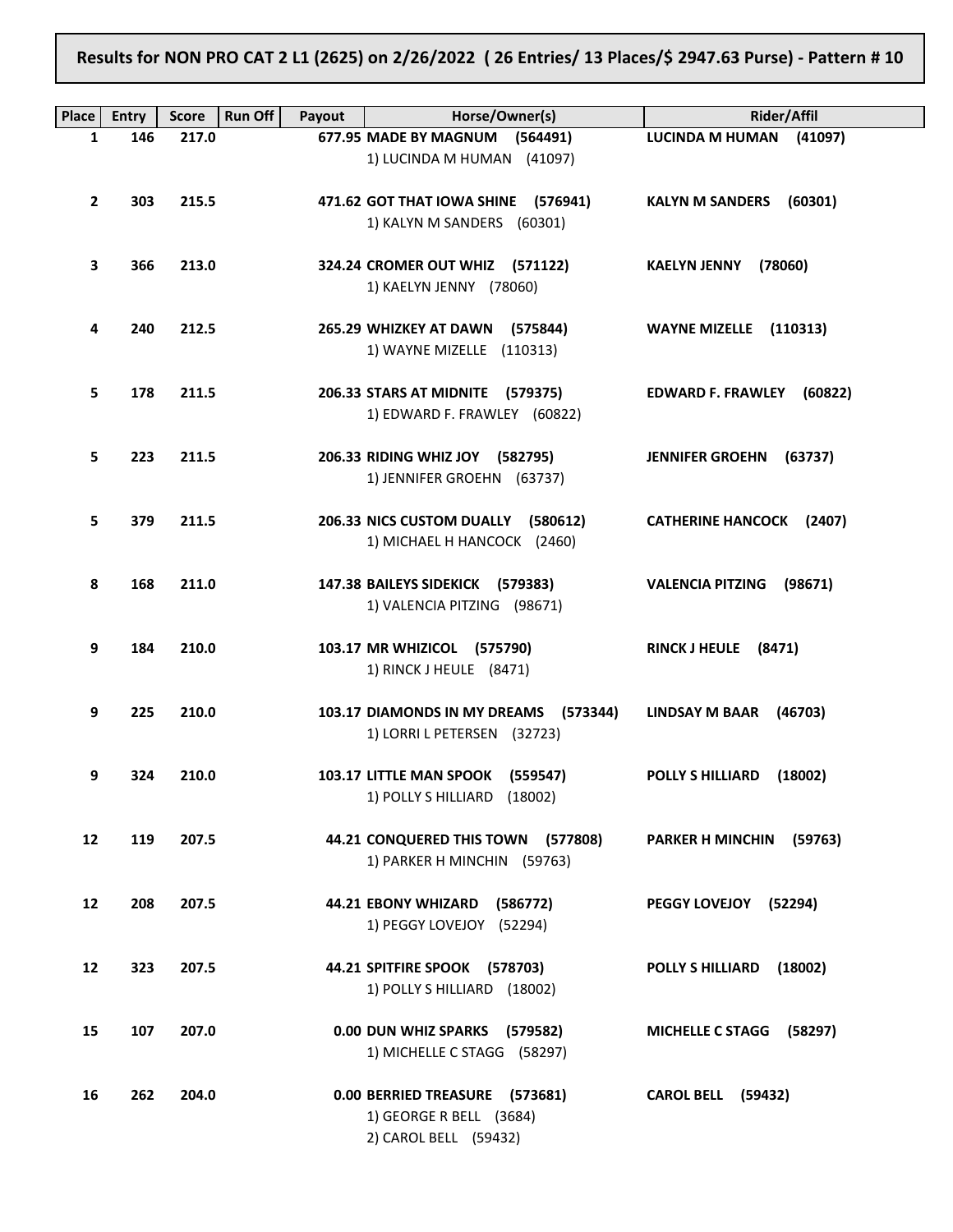# Results for NON PRO CAT 2 L1 (2625) on 2/26/2022 ( 26 Entries/ 13 Places/$ 2947.63 Purse) - Pattern # 10

| Place | Entry | Score | Run Off | Payout | Horse/Owner(s) | Rider/Affil |
|---|---|---|---|---|---|---|
| 1 | 146 | 217.0 | | 677.95 | **MADE BY MAGNUM (564491)**<br>1) LUCINDA M HUMAN (41097) | **LUCINDA M HUMAN (41097)** |
| 2 | 303 | 215.5 | | 471.62 | **GOT THAT IOWA SHINE (576941)**<br>1) KALYN M SANDERS (60301) | **KALYN M SANDERS (60301)** |
| 3 | 366 | 213.0 | | 324.24 | **CROMER OUT WHIZ (571122)**<br>1) KAELYN JENNY (78060) | **KAELYN JENNY (78060)** |
| 4 | 240 | 212.5 | | 265.29 | **WHIZKEY AT DAWN (575844)**<br>1) WAYNE MIZELLE (110313) | **WAYNE MIZELLE (110313)** |
| 5 | 178 | 211.5 | | 206.33 | **STARS AT MIDNITE (579375)**<br>1) EDWARD F. FRAWLEY (60822) | **EDWARD F. FRAWLEY (60822)** |
| 5 | 223 | 211.5 | | 206.33 | **RIDING WHIZ JOY (582795)**<br>1) JENNIFER GROEHN (63737) | **JENNIFER GROEHN (63737)** |
| 5 | 379 | 211.5 | | 206.33 | **NICS CUSTOM DUALLY (580612)**<br>1) MICHAEL H HANCOCK (2460) | **CATHERINE HANCOCK (2407)** |
| 8 | 168 | 211.0 | | 147.38 | **BAILEYS SIDEKICK (579383)**<br>1) VALENCIA PITZING (98671) | **VALENCIA PITZING (98671)** |
| 9 | 184 | 210.0 | | 103.17 | **MR WHIZICOL (575790)**<br>1) RINCK J HEULE (8471) | **RINCK J HEULE (8471)** |
| 9 | 225 | 210.0 | | 103.17 | **DIAMONDS IN MY DREAMS (573344)**<br>1) LORRI L PETERSEN (32723) | **LINDSAY M BAAR (46703)** |
| 9 | 324 | 210.0 | | 103.17 | **LITTLE MAN SPOOK (559547)**<br>1) POLLY S HILLIARD (18002) | **POLLY S HILLIARD (18002)** |
| 12 | 119 | 207.5 | | 44.21 | **CONQUERED THIS TOWN (577808)**<br>1) PARKER H MINCHIN (59763) | **PARKER H MINCHIN (59763)** |
| 12 | 208 | 207.5 | | 44.21 | **EBONY WHIZARD (586772)**<br>1) PEGGY LOVEJOY (52294) | **PEGGY LOVEJOY (52294)** |
| 12 | 323 | 207.5 | | 44.21 | **SPITFIRE SPOOK (578703)**<br>1) POLLY S HILLIARD (18002) | **POLLY S HILLIARD (18002)** |
| 15 | 107 | 207.0 | | 0.00 | **DUN WHIZ SPARKS (579582)**<br>1) MICHELLE C STAGG (58297) | **MICHELLE C STAGG (58297)** |
| 16 | 262 | 204.0 | | 0.00 | **BERRIED TREASURE (573681)**<br>1) GEORGE R BELL (3684)<br>2) CAROL BELL (59432) | **CAROL BELL (59432)** |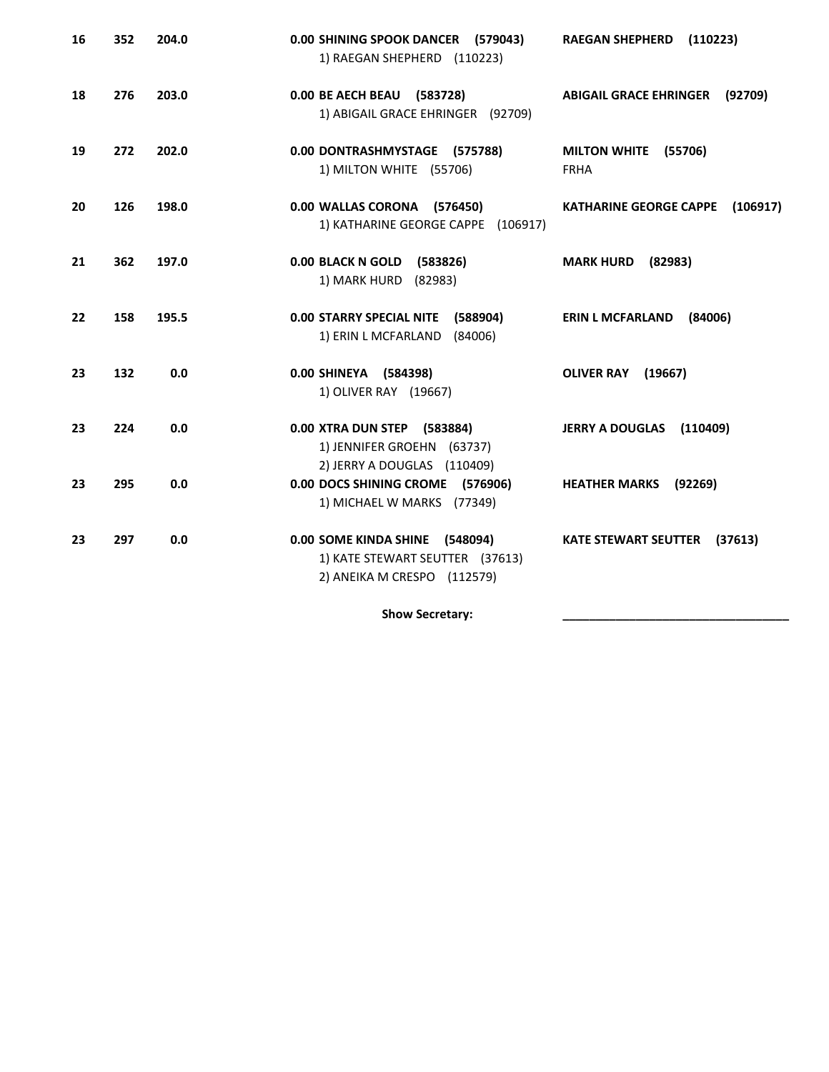| | | | | | |
|---|---|---|---|---|---|
| **16** | **352** | **204.0** | **0.00** | **SHINING SPOOK DANCER (579043)**<br>1) RAEGAN SHEPHERD (110223) | **RAEGAN SHEPHERD (110223)** |
| **18** | **276** | **203.0** | **0.00** | **BE AECH BEAU (583728)**<br>1) ABIGAIL GRACE EHRINGER (92709) | **ABIGAIL GRACE EHRINGER (92709)** |
| **19** | **272** | **202.0** | **0.00** | **DONTRASHMYSTAGE (575788)**<br>1) MILTON WHITE (55706) | **MILTON WHITE (55706)**<br>FRHA |
| **20** | **126** | **198.0** | **0.00** | **WALLAS CORONA (576450)**<br>1) KATHARINE GEORGE CAPPE (106917) | **KATHARINE GEORGE CAPPE (106917)** |
| **21** | **362** | **197.0** | **0.00** | **BLACK N GOLD (583826)**<br>1) MARK HURD (82983) | **MARK HURD (82983)** |
| **22** | **158** | **195.5** | **0.00** | **STARRY SPECIAL NITE (588904)**<br>1) ERIN L MCFARLAND (84006) | **ERIN L MCFARLAND (84006)** |
| **23** | **132** | **0.0** | **0.00** | **SHINEYA (584398)**<br>1) OLIVER RAY (19667) | **OLIVER RAY (19667)** |
| **23** | **224** | **0.0** | **0.00** | **XTRA DUN STEP (583884)**<br>1) JENNIFER GROEHN (63737)<br>2) JERRY A DOUGLAS (110409) | **JERRY A DOUGLAS (110409)** |
| **23** | **295** | **0.0** | **0.00** | **DOCS SHINING CROME (576906)**<br>1) MICHAEL W MARKS (77349) | **HEATHER MARKS (92269)** |
| **23** | **297** | **0.0** | **0.00** | **SOME KINDA SHINE (548094)**<br>1) KATE STEWART SEUTTER (37613)<br>2) ANEIKA M CRESPO (112579) | **KATE STEWART SEUTTER (37613)** |

**Show Secretary:** ___________________________________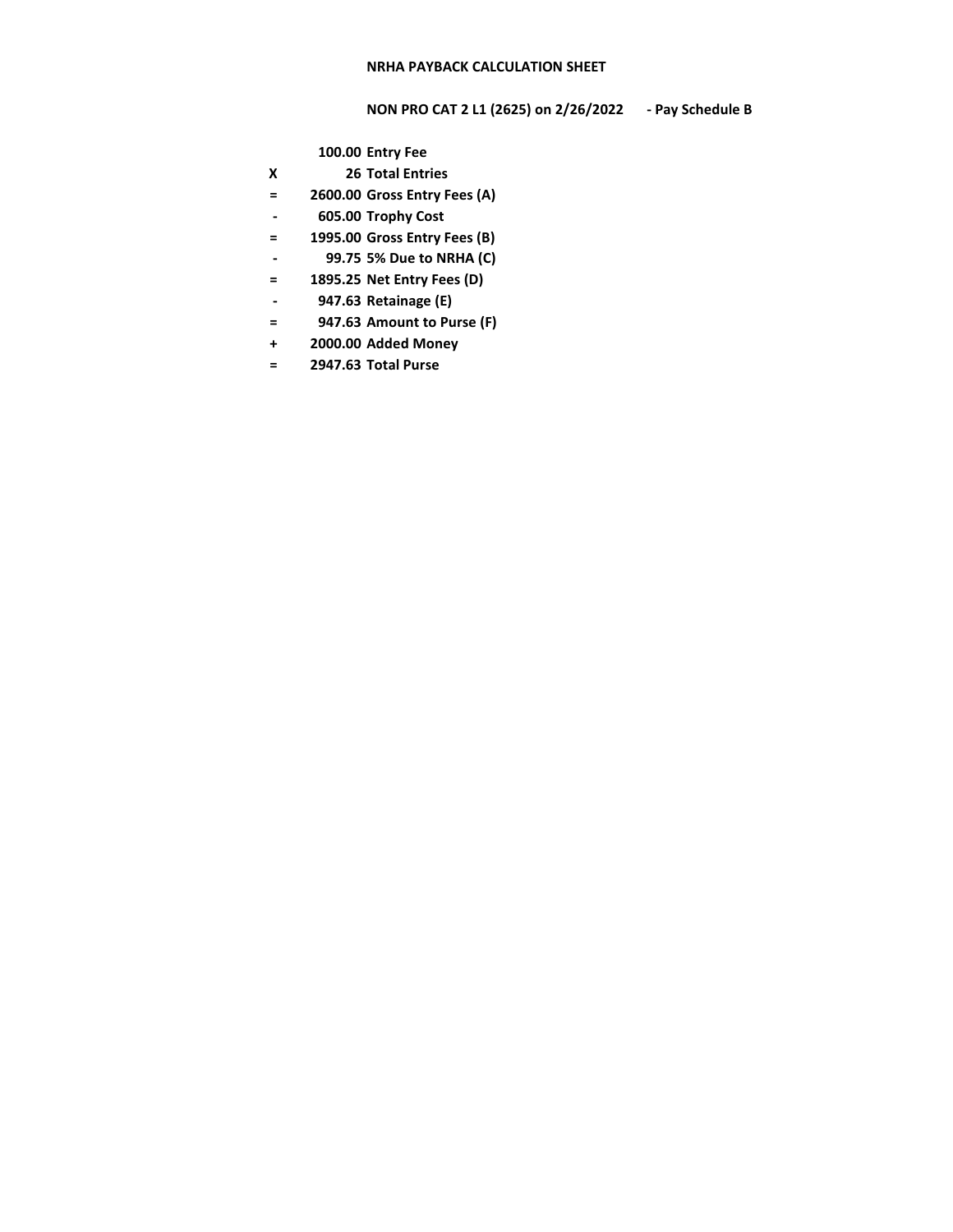**NRHA PAYBACK CALCULATION SHEET**

**NON PRO CAT 2 L1 (2625) on 2/26/2022 - Pay Schedule B**

| | | |
|---|---|---|
| | 100.00 | Entry Fee |
| X | 26 | Total Entries |
| = | 2600.00 | Gross Entry Fees (A) |
| - | 605.00 | Trophy Cost |
| = | 1995.00 | Gross Entry Fees (B) |
| - | 99.75 | 5% Due to NRHA (C) |
| = | 1895.25 | Net Entry Fees (D) |
| - | 947.63 | Retainage (E) |
| = | 947.63 | Amount to Purse (F) |
| + | 2000.00 | Added Money |
| = | 2947.63 | Total Purse |